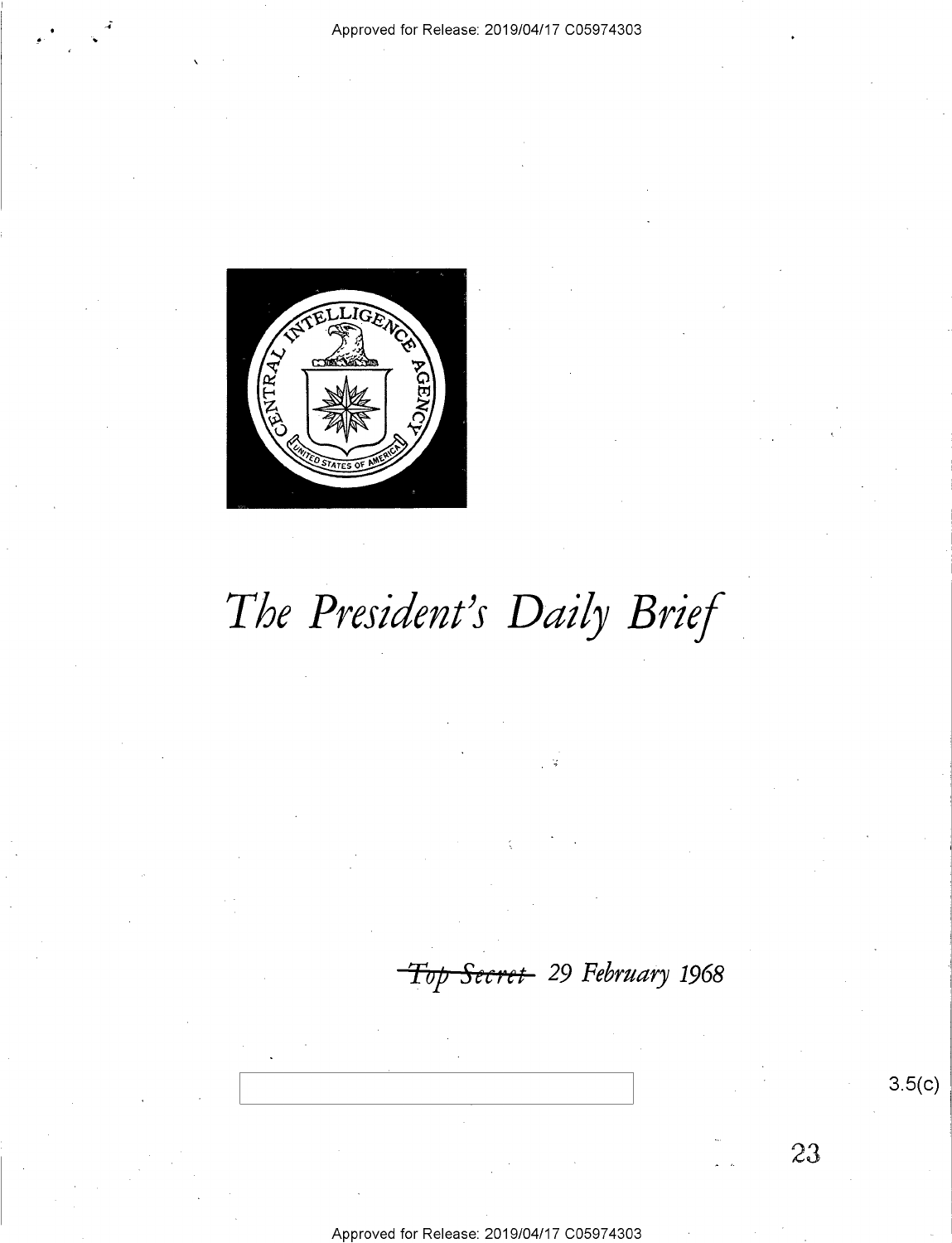# *The President's Daily Brief*

~~*Top Secret*~~ *29 February 1968*

3.5(c)

23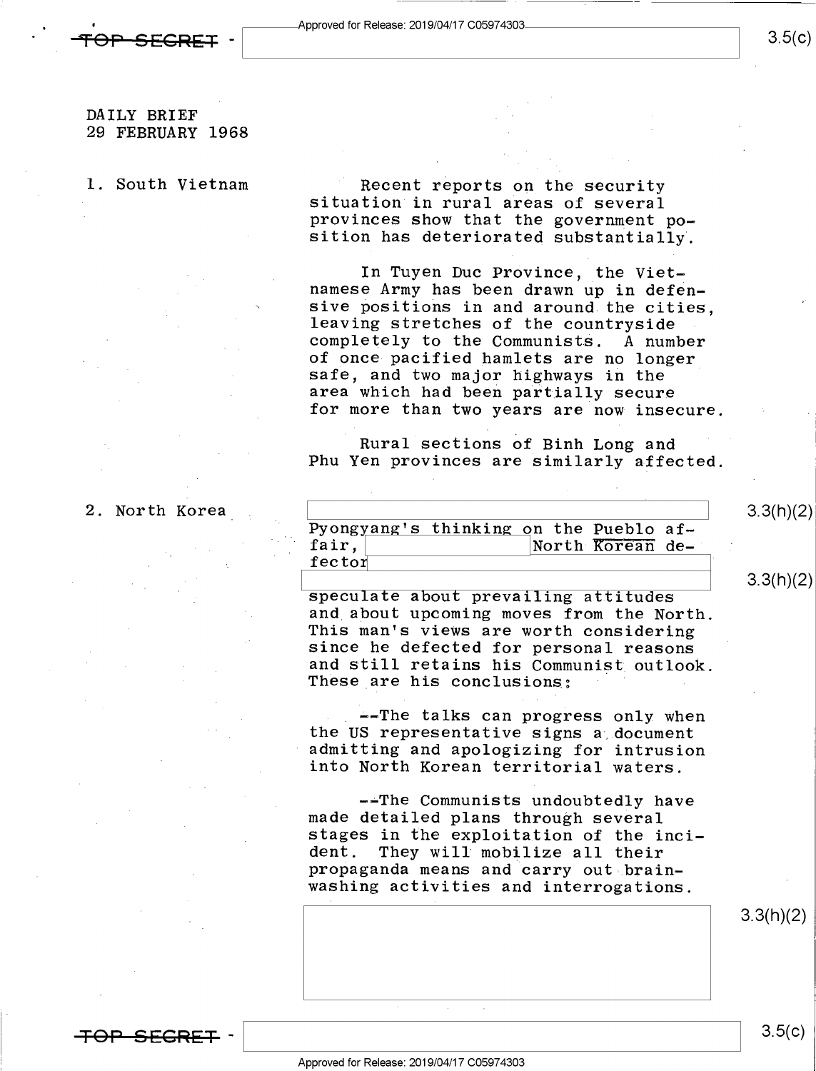DAILY BRIEF
29 FEBRUARY 1968

1. South Vietnam

Recent reports on the security situation in rural areas of several provinces show that the government position has deteriorated substantially.

In Tuyen Duc Province, the Vietnamese Army has been drawn up in defensive positions in and around the cities, leaving stretches of the countryside completely to the Communists. A number of once pacified hamlets are no longer safe, and two major highways in the area which had been partially secure for more than two years are now insecure.

Rural sections of Binh Long and Phu Yen provinces are similarly affected.

2. North Korea

Pyongyang's thinking on the Pueblo affair, North Korean defector speculate about prevailing attitudes and about upcoming moves from the North. This man's views are worth considering since he defected for personal reasons and still retains his Communist outlook. These are his conclusions:

--The talks can progress only when the US representative signs a document admitting and apologizing for intrusion into North Korean territorial waters.

--The Communists undoubtedly have made detailed plans through several stages in the exploitation of the incident. They will mobilize all their propaganda means and carry out brainwashing activities and interrogations.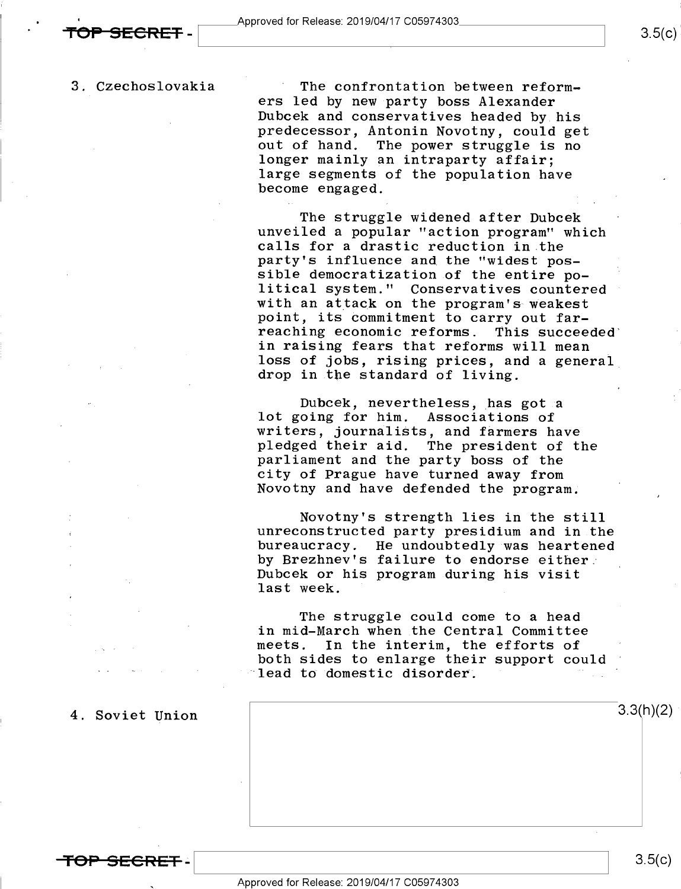3. Czechoslovakia

The confrontation between reformers led by new party boss Alexander Dubcek and conservatives headed by his predecessor, Antonin Novotny, could get out of hand. The power struggle is no longer mainly an intraparty affair; large segments of the population have become engaged.

The struggle widened after Dubcek unveiled a popular "action program" which calls for a drastic reduction in the party's influence and the "widest possible democratization of the entire political system." Conservatives countered with an attack on the program's weakest point, its commitment to carry out far-reaching economic reforms. This succeeded in raising fears that reforms will mean loss of jobs, rising prices, and a general drop in the standard of living.

Dubcek, nevertheless, has got a lot going for him. Associations of writers, journalists, and farmers have pledged their aid. The president of the parliament and the party boss of the city of Prague have turned away from Novotny and have defended the program.

Novotny's strength lies in the still unreconstructed party presidium and in the bureaucracy. He undoubtedly was heartened by Brezhnev's failure to endorse either Dubcek or his program during his visit last week.

The struggle could come to a head in mid-March when the Central Committee meets. In the interim, the efforts of both sides to enlarge their support could lead to domestic disorder.

4. Soviet Union

3.3(h)(2)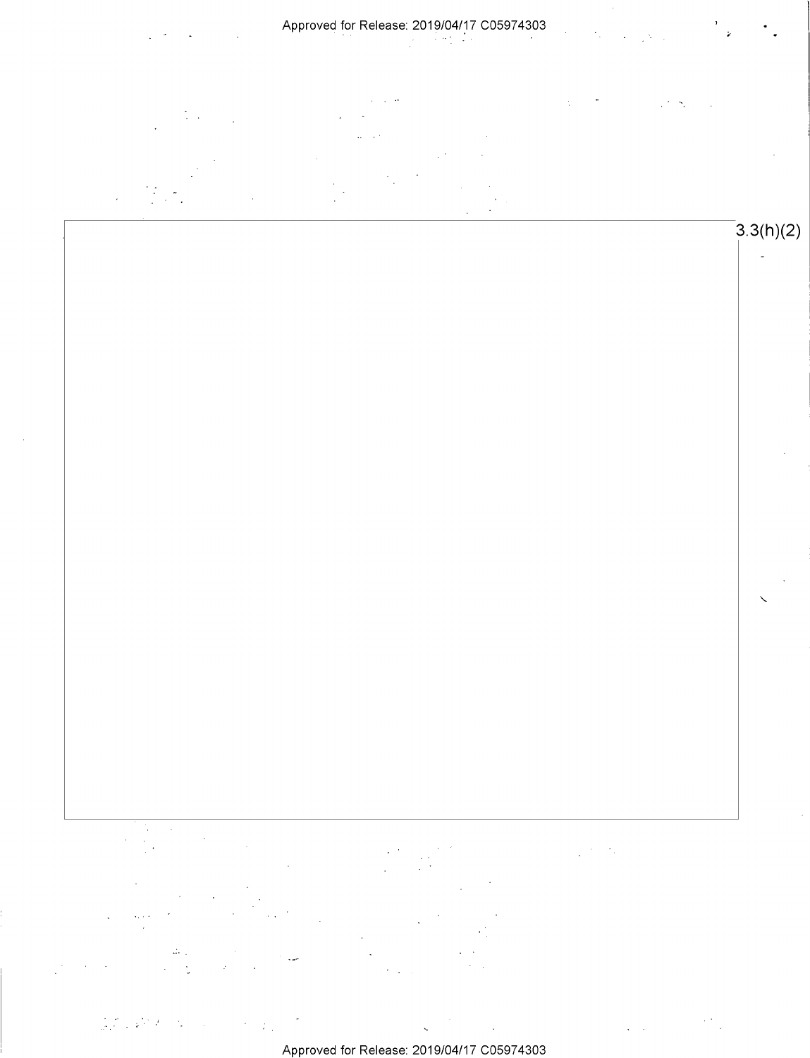3.3(h)(2)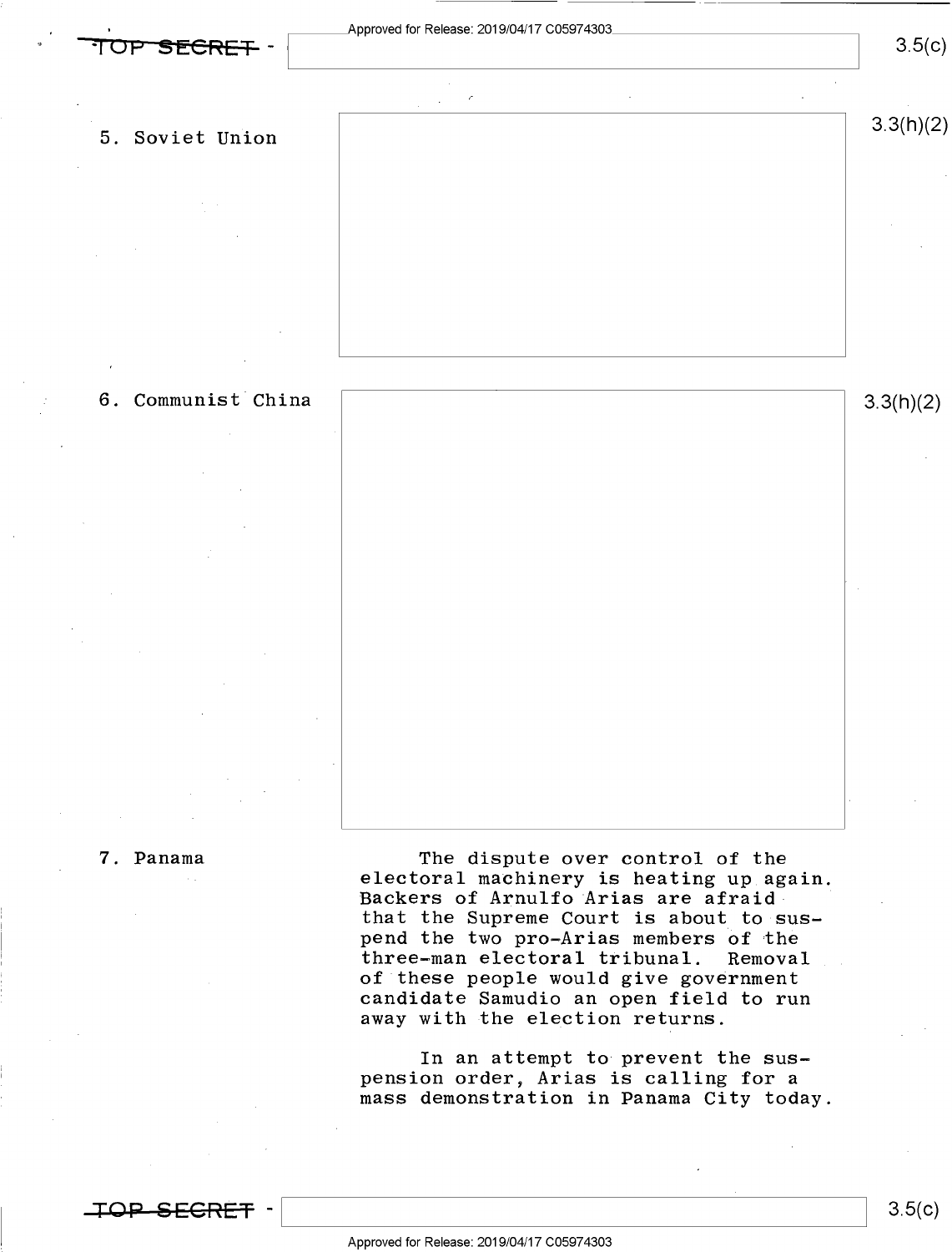5. Soviet Union

3.3(h)(2)

6. Communist China

3.3(h)(2)

7. Panama

The dispute over control of the electoral machinery is heating up again. Backers of Arnulfo Arias are afraid that the Supreme Court is about to suspend the two pro-Arias members of the three-man electoral tribunal. Removal of these people would give government candidate Samudio an open field to run away with the election returns.

In an attempt to prevent the suspension order, Arias is calling for a mass demonstration in Panama City today.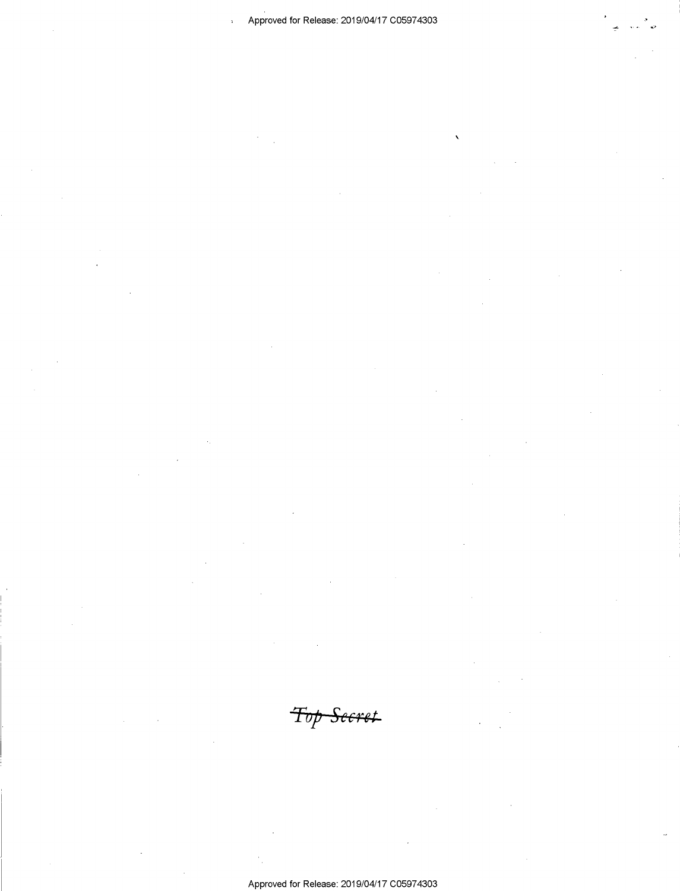~~Top Secret~~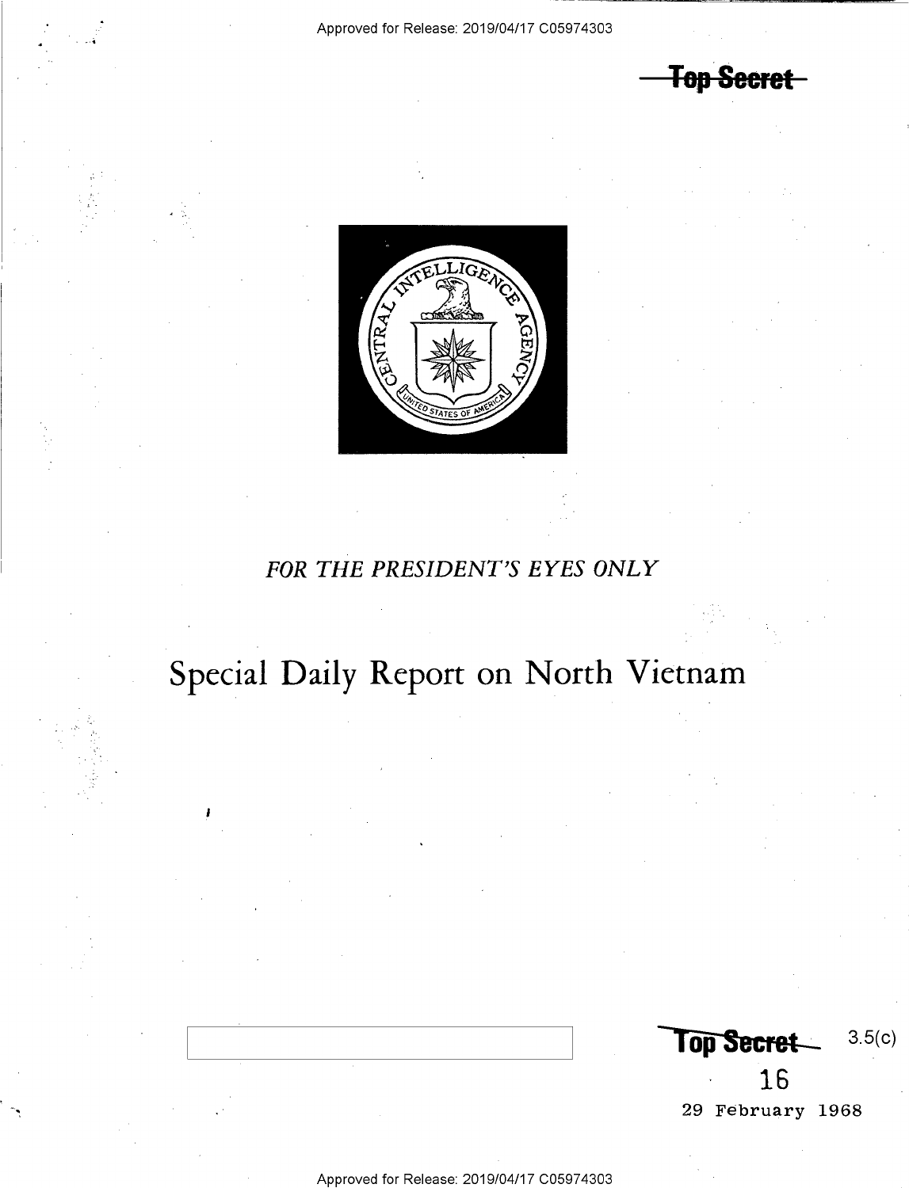~~Top Secret~~

FOR THE PRESIDENT'S EYES ONLY

# Special Daily Report on North Vietnam

~~Top Secret~~ 3.5(c)

16

29 February 1968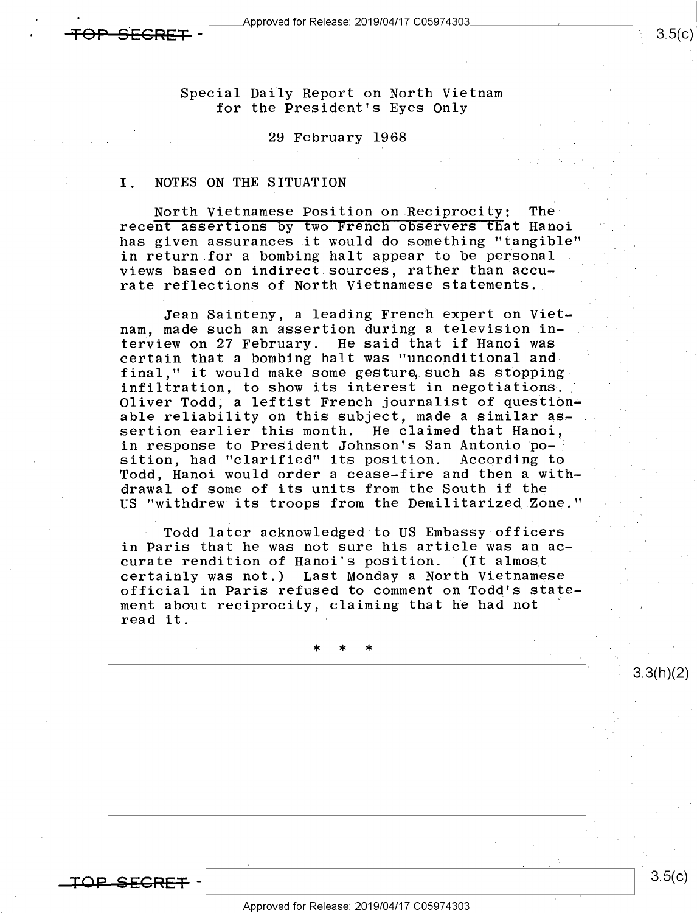TOP SECRET

Special Daily Report on North Vietnam for the President's Eyes Only

29 February 1968

I. NOTES ON THE SITUATION

North Vietnamese Position on Reciprocity: The recent assertions by two French observers that Hanoi has given assurances it would do something "tangible" in return for a bombing halt appear to be personal views based on indirect sources, rather than accurate reflections of North Vietnamese statements.

Jean Sainteny, a leading French expert on Vietnam, made such an assertion during a television interview on 27 February. He said that if Hanoi was certain that a bombing halt was "unconditional and final," it would make some gesture, such as stopping infiltration, to show its interest in negotiations. Oliver Todd, a leftist French journalist of questionable reliability on this subject, made a similar assertion earlier this month. He claimed that Hanoi, in response to President Johnson's San Antonio position, had "clarified" its position. According to Todd, Hanoi would order a cease-fire and then a withdrawal of some of its units from the South if the US "withdrew its troops from the Demilitarized Zone."

Todd later acknowledged to US Embassy officers in Paris that he was not sure his article was an accurate rendition of Hanoi's position. (It almost certainly was not.) Last Monday a North Vietnamese official in Paris refused to comment on Todd's statement about reciprocity, claiming that he had not read it.

\* \* \*

3.3(h)(2)

TOP SECRET

3.5(c)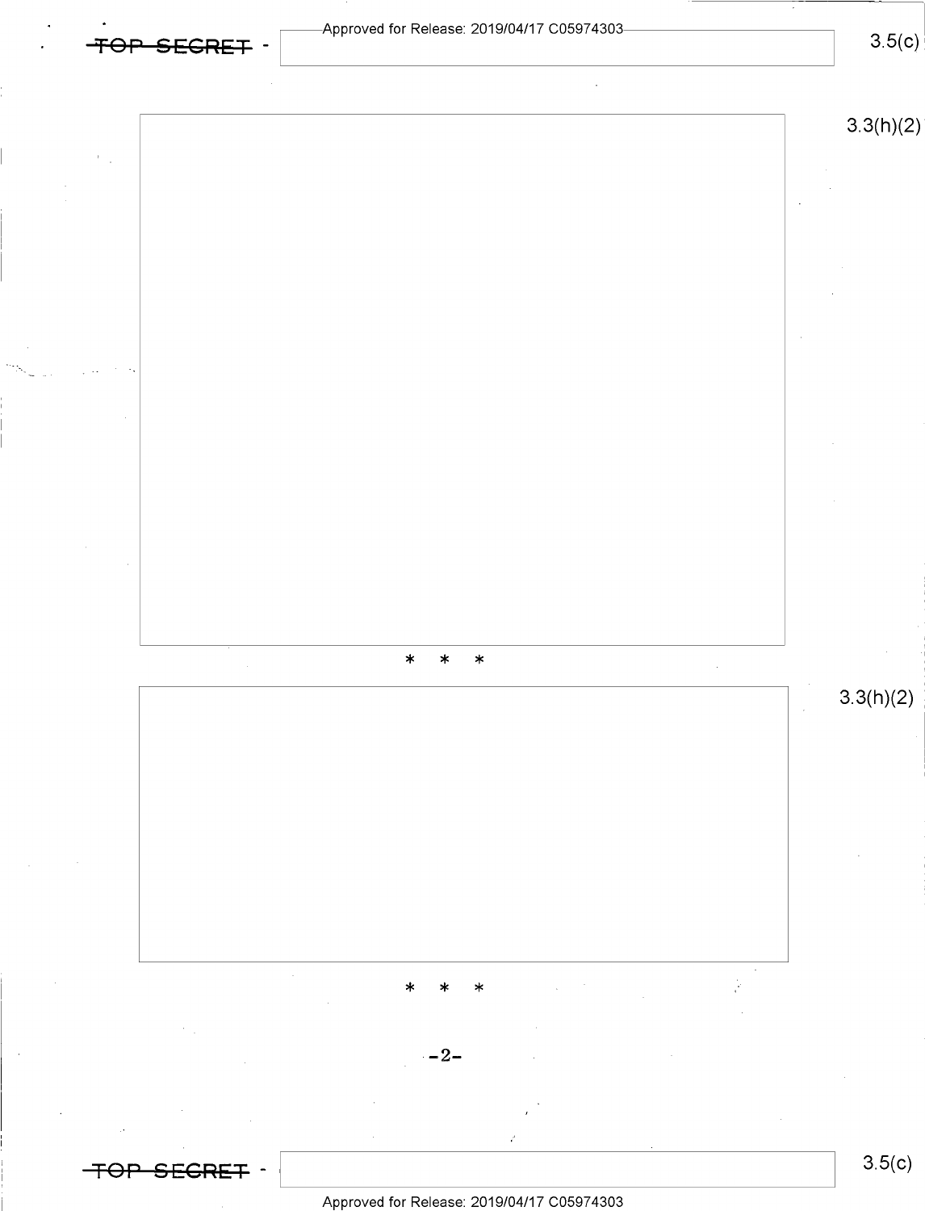3.3(h)(2)

* * *

3.3(h)(2)

* * *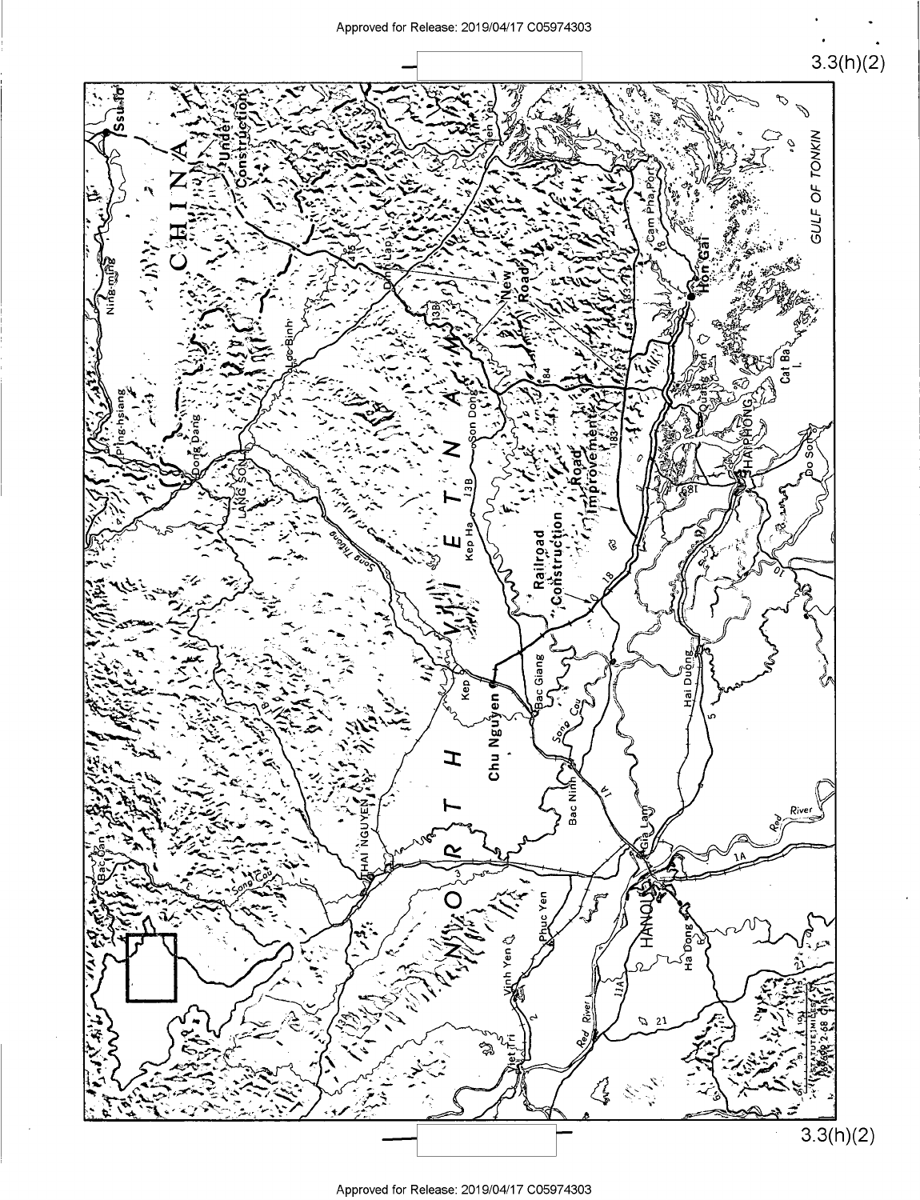3.3(h)(2)

3.3(h)(2)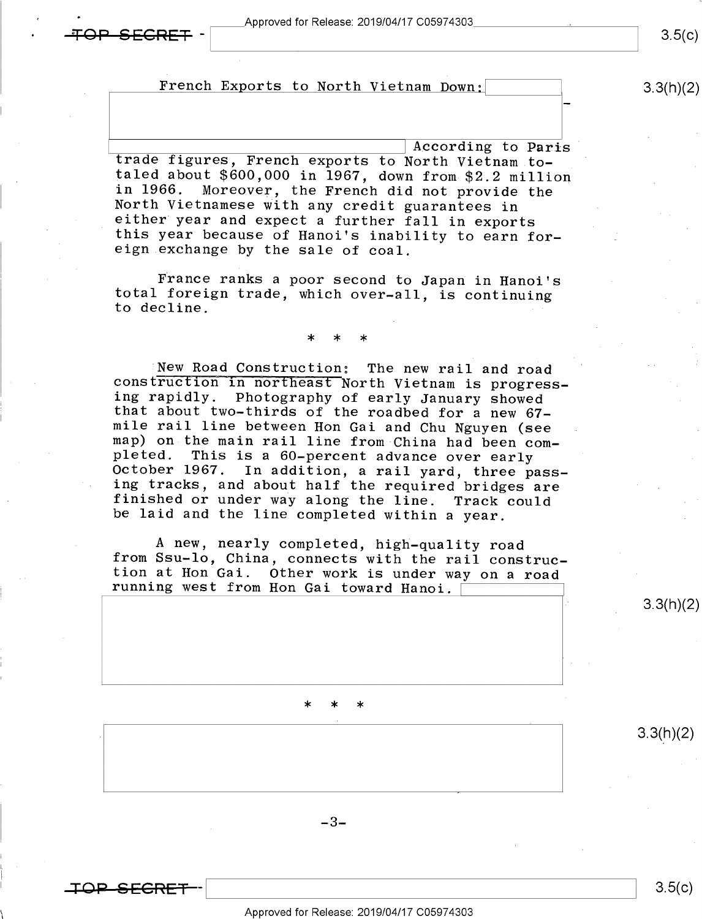French Exports to North Vietnam Down: According to Paris trade figures, French exports to North Vietnam totaled about $600,000 in 1967, down from $2.2 million in 1966. Moreover, the French did not provide the North Vietnamese with any credit guarantees in either year and expect a further fall in exports this year because of Hanoi's inability to earn foreign exchange by the sale of coal.

France ranks a poor second to Japan in Hanoi's total foreign trade, which over-all, is continuing to decline.

* * *

New Road Construction: The new rail and road construction in northeast North Vietnam is progressing rapidly. Photography of early January showed that about two-thirds of the roadbed for a new 67-mile rail line between Hon Gai and Chu Nguyen (see map) on the main rail line from China had been completed. This is a 60-percent advance over early October 1967. In addition, a rail yard, three passing tracks, and about half the required bridges are finished or under way along the line. Track could be laid and the line completed within a year.

A new, nearly completed, high-quality road from Ssu-lo, China, connects with the rail construction at Hon Gai. Other work is under way on a road running west from Hon Gai toward Hanoi.

* * *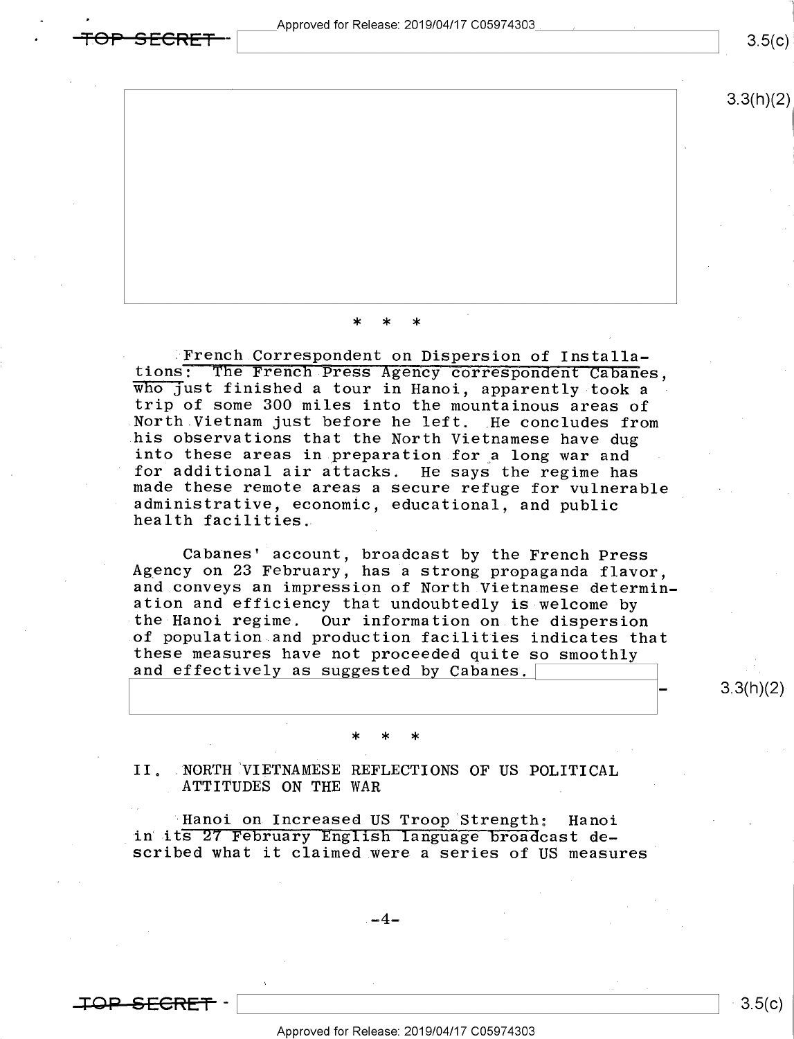* * *

**<u>French Correspondent on Dispersion of Installations</u>:** The French Press Agency correspondent Cabanes, who just finished a tour in Hanoi, apparently took a trip of some 300 miles into the mountainous areas of North Vietnam just before he left. He concludes from his observations that the North Vietnamese have dug into these areas in preparation for a long war and for additional air attacks. He says the regime has made these remote areas a secure refuge for vulnerable administrative, economic, educational, and public health facilities.

Cabanes' account, broadcast by the French Press Agency on 23 February, has a strong propaganda flavor, and conveys an impression of North Vietnamese determination and efficiency that undoubtedly is welcome by the Hanoi regime. Our information on the dispersion of population and production facilities indicates that these measures have not proceeded quite so smoothly and effectively as suggested by Cabanes.

* * *

## II. NORTH VIETNAMESE REFLECTIONS OF US POLITICAL ATTITUDES ON THE WAR

**<u>Hanoi on Increased US Troop Strength</u>:** Hanoi in its 27 February English language broadcast described what it claimed were a series of US measures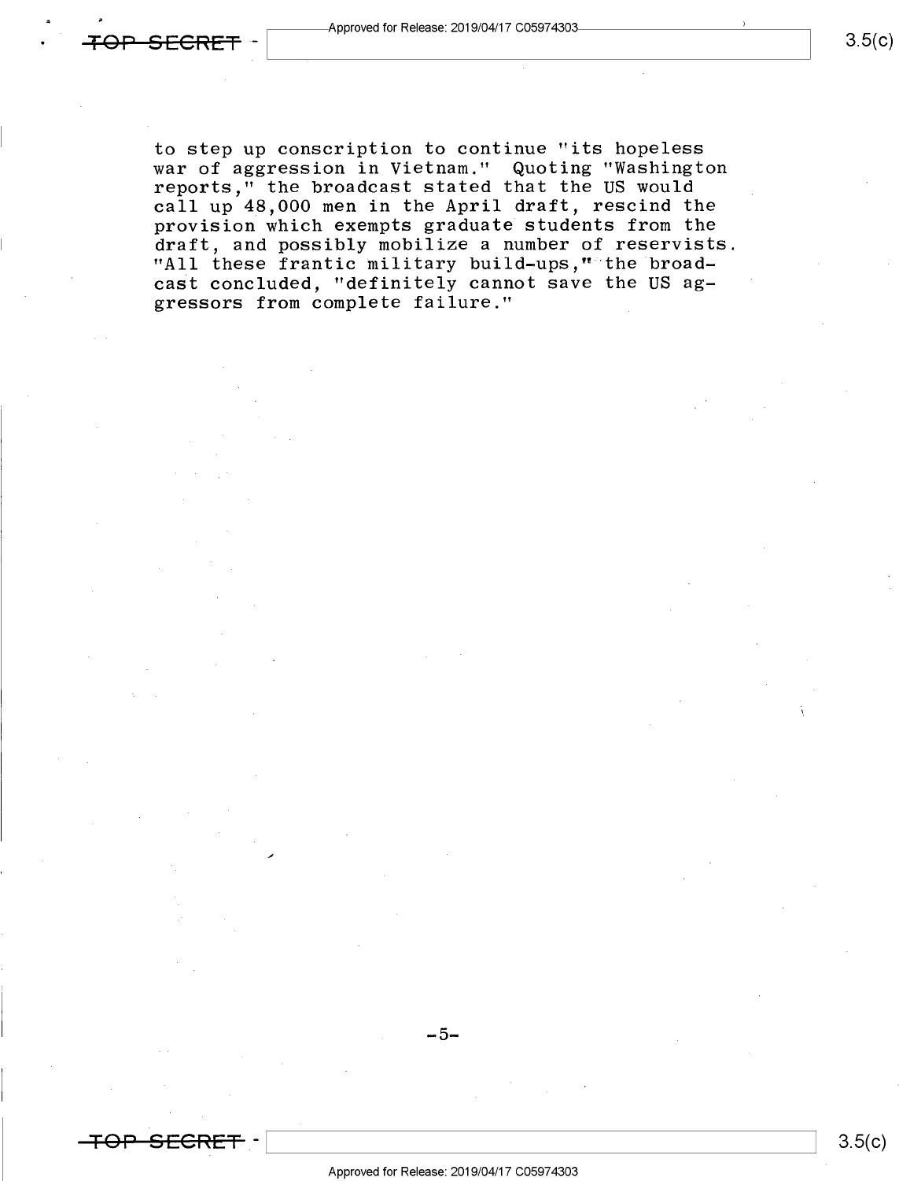to step up conscription to continue "its hopeless war of aggression in Vietnam." Quoting "Washington reports," the broadcast stated that the US would call up 48,000 men in the April draft, rescind the provision which exempts graduate students from the draft, and possibly mobilize a number of reservists. "All these frantic military build-ups," the broadcast concluded, "definitely cannot save the US aggressors from complete failure."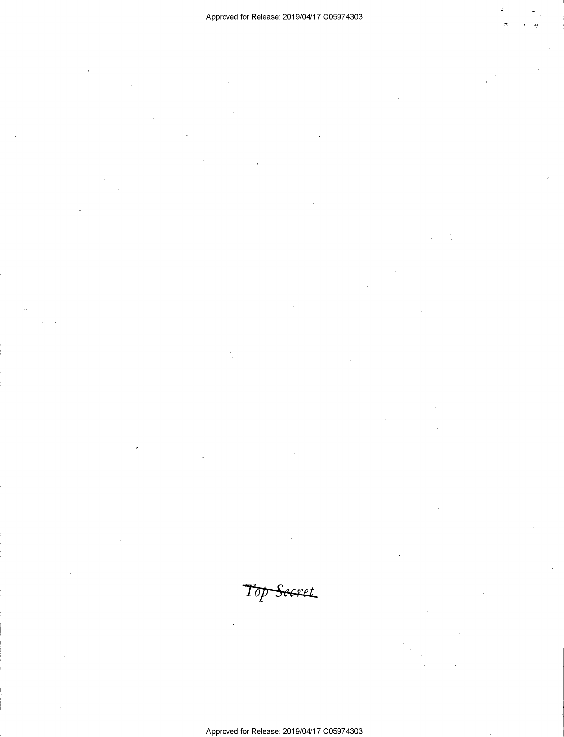~~*Top Secret*~~